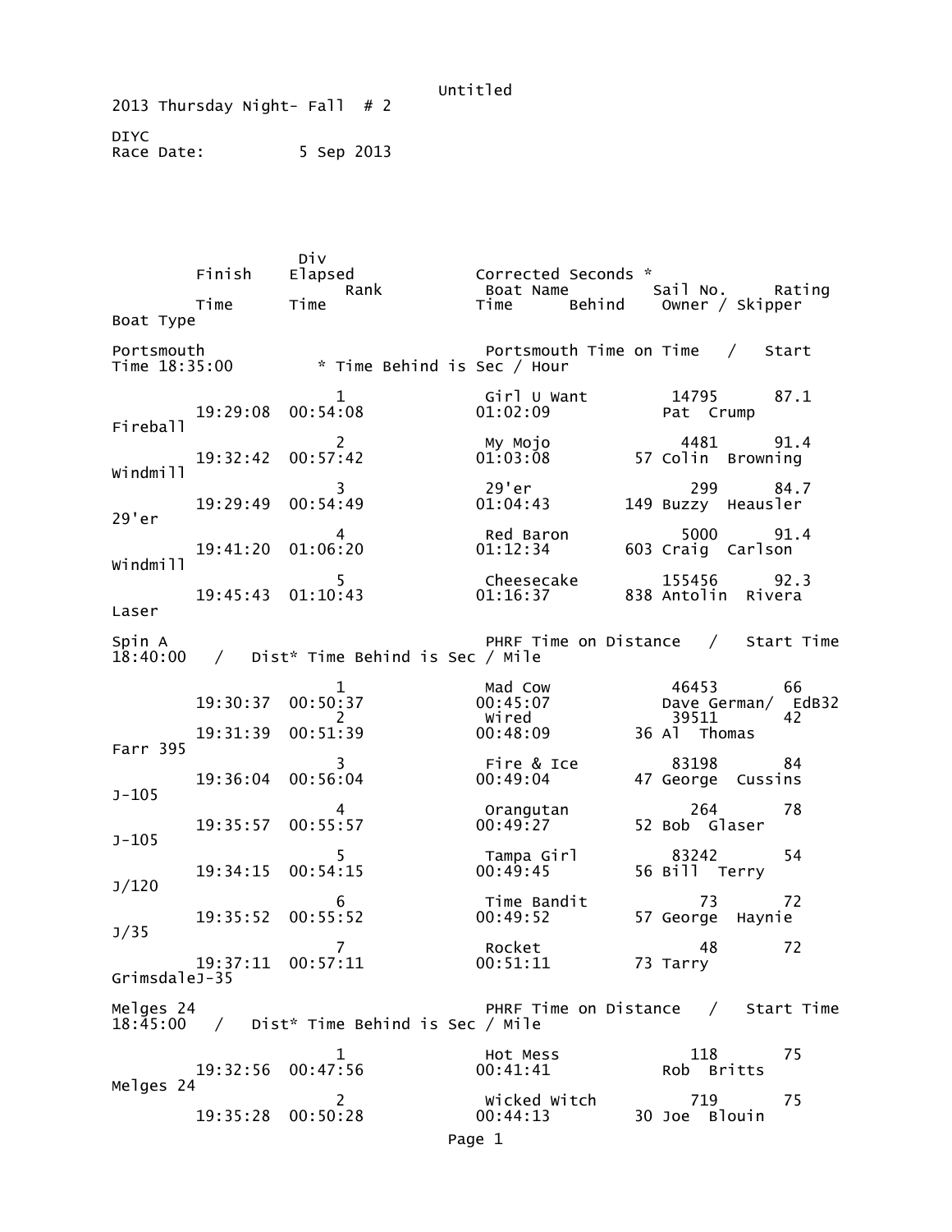Untitled

2013 Thursday Night- Fall # 2

DIYC

Race Date: 5 Sep 2013

| Finish Time | Elapsed Time | Div Rank | Boat Name | Corrected Time | Seconds * Behind | Sail No. | Owner / Skipper | Rating | Boat Type |
|---|---|---|---|---|---|---|---|---|---|
| **Portsmouth** | | | Portsmouth Time on Time / Start Time 18:35:00 * Time Behind is Sec / Hour | | | | | | |
| 19:29:08 | 00:54:08 | 1 | Girl U Want | 01:02:09 | | 14795 | Pat Crump | 87.1 | Fireball |
| 19:32:42 | 00:57:42 | 2 | My Mojo | 01:03:08 | 57 | 4481 | Colin Browning | 91.4 | Windmill |
| 19:29:49 | 00:54:49 | 3 | 29'er | 01:04:43 | 149 | 299 | Buzzy Heausler | 84.7 | 29'er |
| 19:41:20 | 01:06:20 | 4 | Red Baron | 01:12:34 | 603 | 5000 | Craig Carlson | 91.4 | Windmill |
| 19:45:43 | 01:10:43 | 5 | Cheesecake | 01:16:37 | 838 | 155456 | Antolin Rivera | 92.3 | Laser |
| **Spin A** | | | PHRF Time on Distance / Start Time 18:40:00 / Dist* Time Behind is Sec / Mile | | | | | | |
| 19:30:37 | 00:50:37 | 1 | Mad Cow | 00:45:07 | | 46453 | Dave German/ | 66 | EdB32 |
| 19:31:39 | 00:51:39 | 2 | Wired | 00:48:09 | 36 | 39511 | Al Thomas | 42 | Farr 395 |
| 19:36:04 | 00:56:04 | 3 | Fire & Ice | 00:49:04 | 47 | 83198 | George Cussins | 84 | J-105 |
| 19:35:57 | 00:55:57 | 4 | Orangutan | 00:49:27 | 52 | 264 | Bob Glaser | 78 | J-105 |
| 19:34:15 | 00:54:15 | 5 | Tampa Girl | 00:49:45 | 56 | 83242 | Bill Terry | 54 | J/120 |
| 19:35:52 | 00:55:52 | 6 | Time Bandit | 00:49:52 | 57 | 73 | George Haynie | 72 | J/35 |
| 19:37:11 | 00:57:11 | 7 | Rocket | 00:51:11 | 73 | 48 | Tarry Grimsdale | 72 | J-35 |
| **Melges 24** | | | PHRF Time on Distance / Start Time 18:45:00 / Dist* Time Behind is Sec / Mile | | | | | | |
| 19:32:56 | 00:47:56 | 1 | Hot Mess | 00:41:41 | | 118 | Rob Britts | 75 | Melges 24 |
| 19:35:28 | 00:50:28 | 2 | Wicked Witch | 00:44:13 | 30 | 719 | Joe Blouin | 75 | |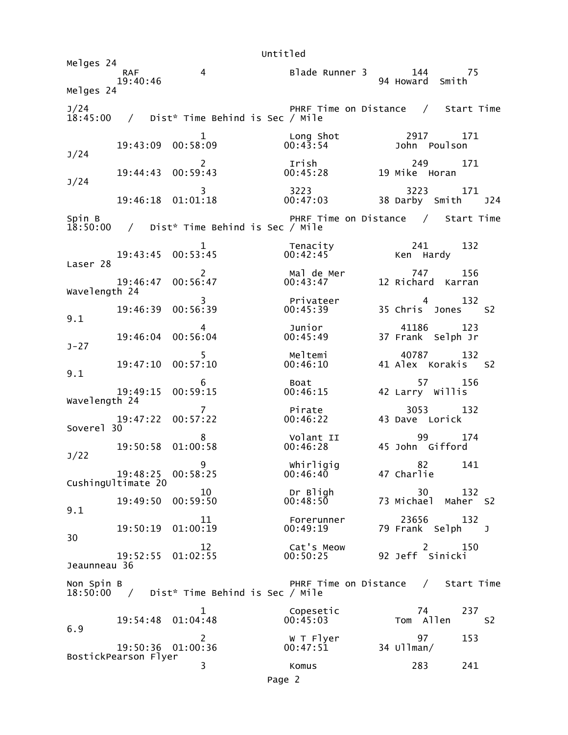Melges 24

| | | | | | |
|---|---|---|---|---|---|
| RAF | 4 | Blade Runner 3 | 144 | 75 | |
| 19:40:46 | | | | 94 Howard Smith | Melges 24 |

J/24 PHRF Time on Distance / Start Time 18:45:00 / Dist* Time Behind is Sec / Mile

| Place | Finish | Elapsed | Corrected | Boat | Sail | Rating | Skipper | Boat Type |
|---|---|---|---|---|---|---|---|---|
| 1 | 19:43:09 | 00:58:09 | 00:43:54 | Long Shot | 2917 | 171 | John Poulson | J/24 |
| 2 | 19:44:43 | 00:59:43 | 00:45:28 | Irish | 249 | 171 | 19 Mike Horan | J/24 |
| 3 | 19:46:18 | 01:01:18 | 00:47:03 | 3223 | 3223 | 171 | 38 Darby Smith | J24 |

Spin B PHRF Time on Distance / Start Time 18:50:00 / Dist* Time Behind is Sec / Mile

| Place | Finish | Elapsed | Corrected | Boat | Sail | Rating | Skipper | Boat Type |
|---|---|---|---|---|---|---|---|---|
| 1 | 19:43:45 | 00:53:45 | 00:42:45 | Tenacity | 241 | 132 | Ken Hardy | Laser 28 |
| 2 | 19:46:47 | 00:56:47 | 00:43:47 | Mal de Mer | 747 | 156 | 12 Richard Karran | Wavelength 24 |
| 3 | 19:46:39 | 00:56:39 | 00:45:39 | Privateer | 4 | 132 | 35 Chris Jones | S2 9.1 |
| 4 | 19:46:04 | 00:56:04 | 00:45:49 | Junior | 41186 | 123 | 37 Frank Selph Jr | J-27 |
| 5 | 19:47:10 | 00:57:10 | 00:46:10 | Meltemi | 40787 | 132 | 41 Alex Korakis | S2 9.1 |
| 6 | 19:49:15 | 00:59:15 | 00:46:15 | Boat | 57 | 156 | 42 Larry Willis | Wavelength 24 |
| 7 | 19:47:22 | 00:57:22 | 00:46:22 | Pirate | 3053 | 132 | 43 Dave Lorick | Soverel 30 |
| 8 | 19:50:58 | 01:00:58 | 00:46:28 | Volant II | 99 | 174 | 45 John Gifford | J/22 |
| 9 | 19:48:25 | 00:58:25 | 00:46:40 | Whirligig | 82 | 141 | 47 Charlie Cushing | Ultimate 20 |
| 10 | 19:49:50 | 00:59:50 | 00:48:50 | Dr Bligh | 30 | 132 | 73 Michael Maher | S2 9.1 |
| 11 | 19:50:19 | 01:00:19 | 00:49:19 | Forerunner | 23656 | 132 | 79 Frank Selph | J 30 |
| 12 | 19:52:55 | 01:02:55 | 00:50:25 | Cat's Meow | 2 | 150 | 92 Jeff Sinicki | Jeauneau 36 |

Non Spin B PHRF Time on Distance / Start Time 18:50:00 / Dist* Time Behind is Sec / Mile

| Place | Finish | Elapsed | Corrected | Boat | Sail | Rating | Skipper | Boat Type |
|---|---|---|---|---|---|---|---|---|
| 1 | 19:54:48 | 01:04:48 | 00:45:03 | Copesetic | 74 | 237 | Tom Allen | S2 6.9 |
| 2 | 19:50:36 | 01:00:36 | 00:47:51 | W T Flyer | 97 | 153 | 34 Ullman/ Bostick | Pearson Flyer |
| 3 | | | | Komus | 283 | 241 | | |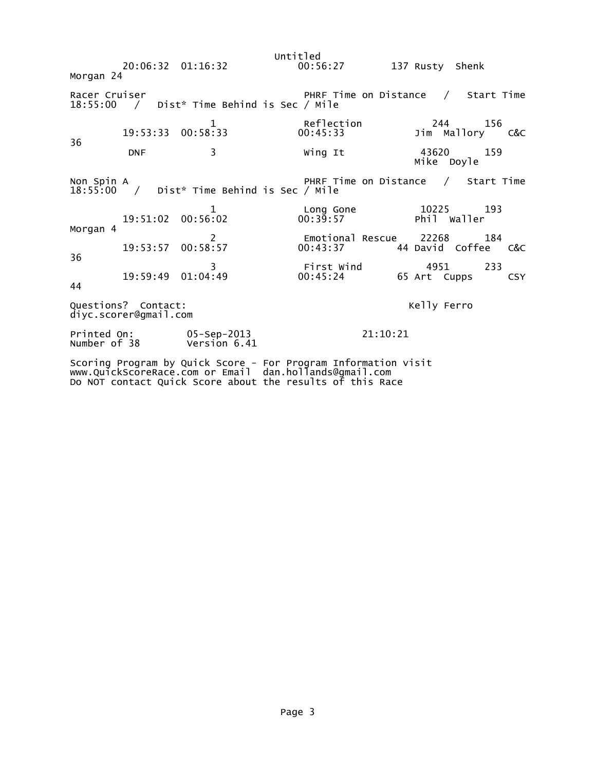Untitled

| | | | | | | | | | |
|---|---|---|---|---|---|---|---|---|---|
| 20:06:32 | 01:16:32 | | | 00:56:27 | | 137 | Rusty Shenk | | Morgan 24 |

Racer Cruiser PHRF Time on Distance / Start Time 18:55:00 / Dist* Time Behind is Sec / Mile

| Finish | Elapsed | Place | Boat | Corrected | Sail | Rating | Skipper | Type |
|---|---|---|---|---|---|---|---|---|
| 19:53:33 | 00:58:33 | 1 | Reflection | 00:45:33 | 244 | 156 | Jim Mallory | C&C 36 |
| DNF | | 3 | Wing It | | 43620 | 159 | Mike Doyle | |

Non Spin A PHRF Time on Distance / Start Time 18:55:00 / Dist* Time Behind is Sec / Mile

| Finish | Elapsed | Place | Boat | Corrected | Sail | Rating | Skipper | Type |
|---|---|---|---|---|---|---|---|---|
| 19:51:02 | 00:56:02 | 1 | Long Gone | 00:39:57 | 10225 | 193 | Phil Waller | Morgan 4 |
| 19:53:57 | 00:58:57 | 2 | Emotional Rescue | 00:43:37 | 22268 | 184 | 44 David Coffee | C&C 36 |
| 19:59:49 | 01:04:49 | 3 | First Wind | 00:45:24 | 4951 | 233 | 65 Art Cupps | CSY 44 |

Questions? Contact: Kelly Ferro diyc.scorer@gmail.com

Printed On: 05-Sep-2013 21:10:21
Number of 38 Version 6.41

Scoring Program by Quick Score - For Program Information visit www.QuickScoreRace.com or Email dan.hollands@gmail.com
Do NOT contact Quick Score about the results of this Race